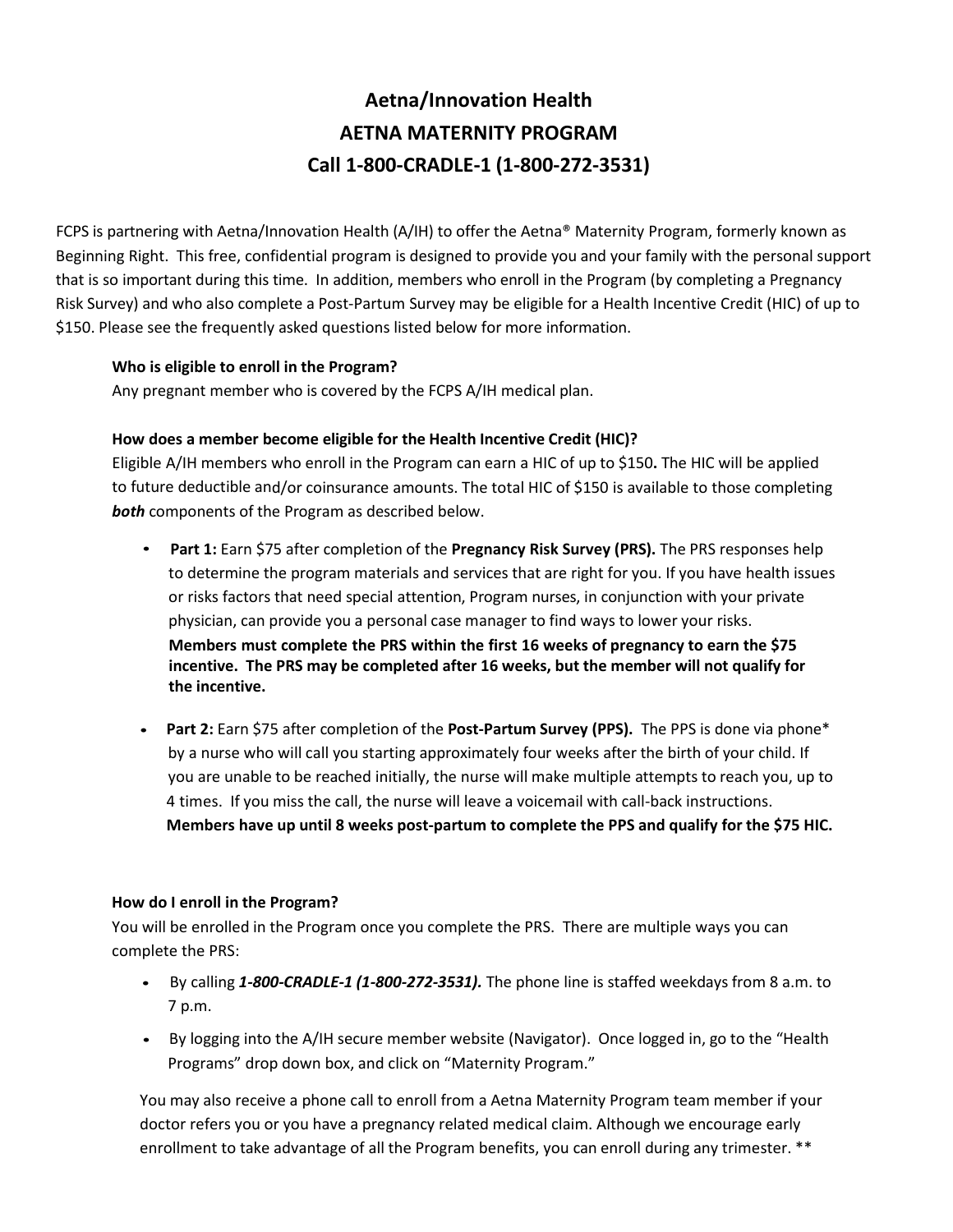# Aetna/Innovation Health

# AETNA MATERNITY PROGRAM

# Call 1-800-CRADLE-1 (1-800-272-3531)

FCPS is partnering with Aetna/Innovation Health (A/IH) to offer the Aetna® Maternity Program, formerly known as Beginning Right. This free, confidential program is designed to provide you and your family with the personal support that is so important during this time. In addition, members who enroll in the Program (by completing a Pregnancy Risk Survey) and who also complete a Post-Partum Survey may be eligible for a Health Incentive Credit (HIC) of up to $150. Please see the frequently asked questions listed below for more information.

**Who is eligible to enroll in the Program?**
Any pregnant member who is covered by the FCPS A/IH medical plan.

**How does a member become eligible for the Health Incentive Credit (HIC)?**
Eligible A/IH members who enroll in the Program can earn a HIC of up to $150**.** The HIC will be applied to future deductible and/or coinsurance amounts. The total HIC of $150 is available to those completing ***both*** components of the Program as described below.

- **Part 1:** Earn $75 after completion of the **Pregnancy Risk Survey (PRS).** The PRS responses help to determine the program materials and services that are right for you. If you have health issues or risks factors that need special attention, Program nurses, in conjunction with your private physician, can provide you a personal case manager to find ways to lower your risks. **Members must complete the PRS within the first 16 weeks of pregnancy to earn the $75 incentive. The PRS may be completed after 16 weeks, but the member will not qualify for the incentive.**

- **Part 2:** Earn $75 after completion of the **Post-Partum Survey (PPS).** The PPS is done via phone* by a nurse who will call you starting approximately four weeks after the birth of your child. If you are unable to be reached initially, the nurse will make multiple attempts to reach you, up to 4 times. If you miss the call, the nurse will leave a voicemail with call-back instructions. **Members have up until 8 weeks post-partum to complete the PPS and qualify for the $75 HIC.**

**How do I enroll in the Program?**
You will be enrolled in the Program once you complete the PRS. There are multiple ways you can complete the PRS:

- By calling ***1-800-CRADLE-1 (1-800-272-3531).*** The phone line is staffed weekdays from 8 a.m. to 7 p.m.
- By logging into the A/IH secure member website (Navigator). Once logged in, go to the "Health Programs" drop down box, and click on "Maternity Program."

You may also receive a phone call to enroll from a Aetna Maternity Program team member if your doctor refers you or you have a pregnancy related medical claim. Although we encourage early enrollment to take advantage of all the Program benefits, you can enroll during any trimester. **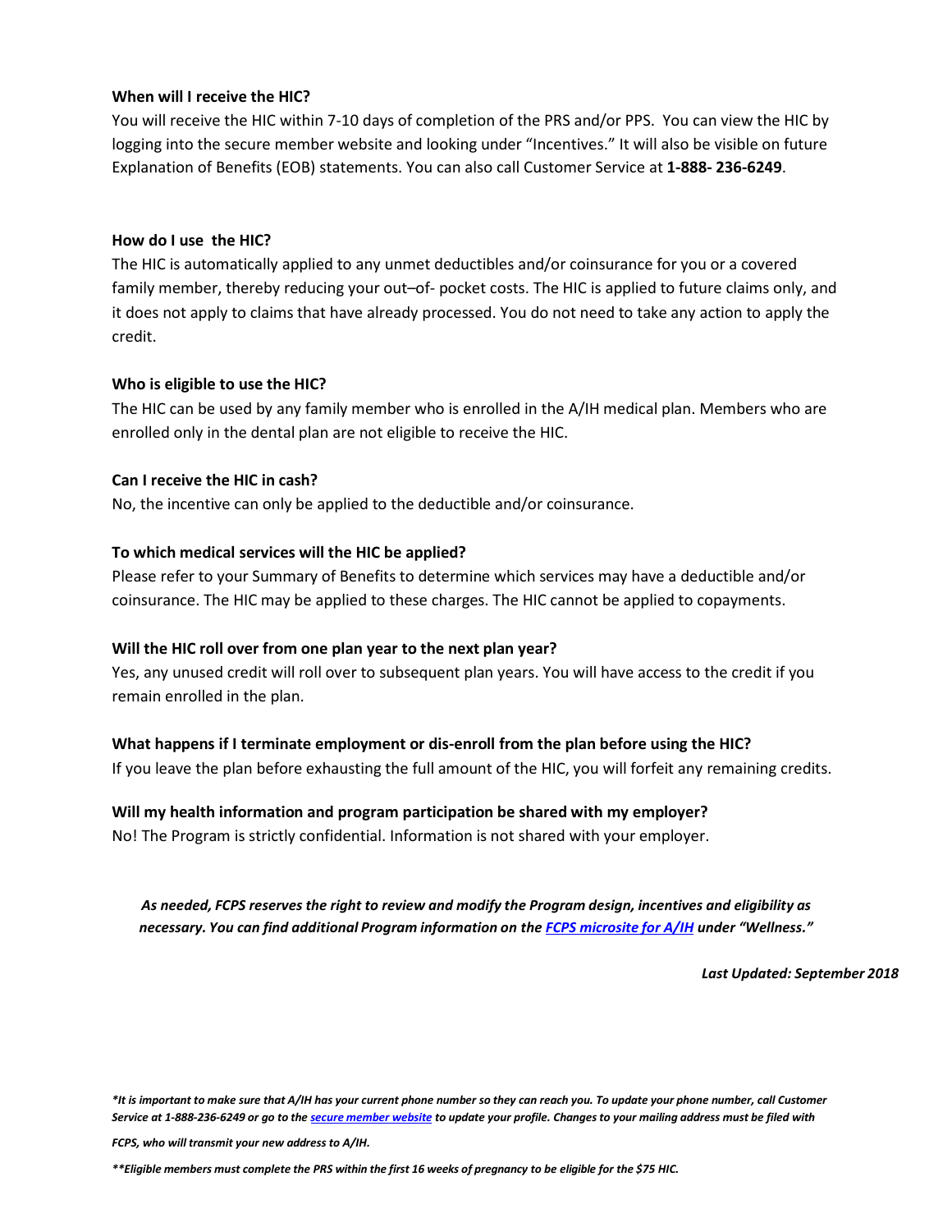**When will I receive the HIC?**

You will receive the HIC within 7-10 days of completion of the PRS and/or PPS. You can view the HIC by logging into the secure member website and looking under "Incentives." It will also be visible on future Explanation of Benefits (EOB) statements. You can also call Customer Service at **1-888- 236-6249**.

**How do I use the HIC?**

The HIC is automatically applied to any unmet deductibles and/or coinsurance for you or a covered family member, thereby reducing your out–of- pocket costs. The HIC is applied to future claims only, and it does not apply to claims that have already processed. You do not need to take any action to apply the credit.

**Who is eligible to use the HIC?**

The HIC can be used by any family member who is enrolled in the A/IH medical plan. Members who are enrolled only in the dental plan are not eligible to receive the HIC.

**Can I receive the HIC in cash?**

No, the incentive can only be applied to the deductible and/or coinsurance.

**To which medical services will the HIC be applied?**

Please refer to your Summary of Benefits to determine which services may have a deductible and/or coinsurance. The HIC may be applied to these charges. The HIC cannot be applied to copayments.

**Will the HIC roll over from one plan year to the next plan year?**

Yes, any unused credit will roll over to subsequent plan years. You will have access to the credit if you remain enrolled in the plan.

**What happens if I terminate employment or dis-enroll from the plan before using the HIC?**

If you leave the plan before exhausting the full amount of the HIC, you will forfeit any remaining credits.

**Will my health information and program participation be shared with my employer?**

No! The Program is strictly confidential. Information is not shared with your employer.

***As needed, FCPS reserves the right to review and modify the Program design, incentives and eligibility as necessary. You can find additional Program information on the FCPS microsite for A/IH under "Wellness."***

***Last Updated: September 2018***

**\*It is important to make sure that A/IH has your current phone number so they can reach you. To update your phone number, call Customer Service at 1-888-236-6249 or go to the secure member website to update your profile. Changes to your mailing address must be filed with FCPS, who will transmit your new address to A/IH.***

***\*\*Eligible members must complete the PRS within the first 16 weeks of pregnancy to be eligible for the $75 HIC.***